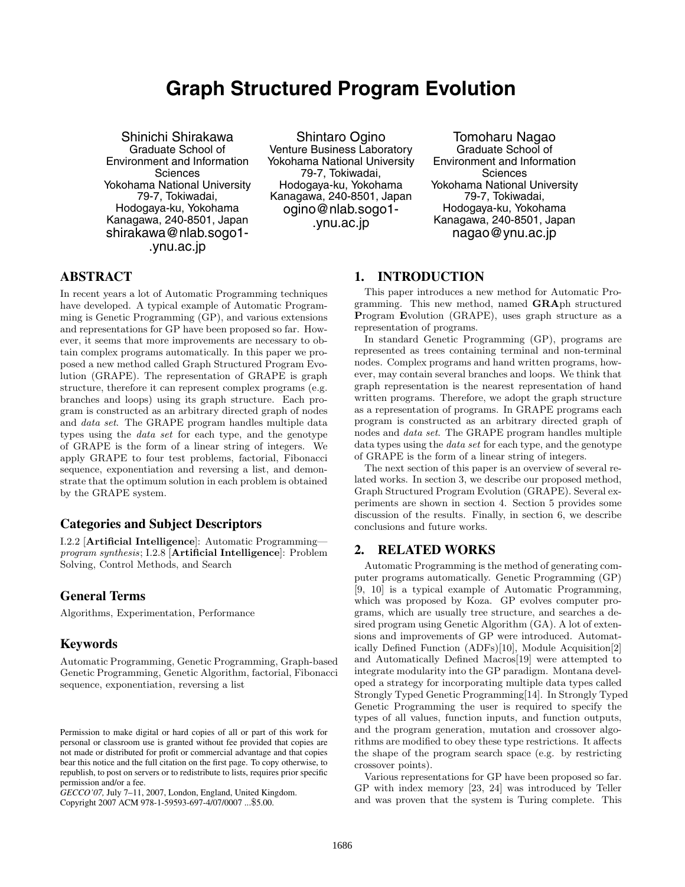# Graph Structured Program Evolution

Shinichi Shirakawa
Graduate School of Environment and Information Sciences
Yokohama National University
79-7, Tokiwadai, Hodogaya-ku, Yokohama
Kanagawa, 240-8501, Japan
shirakawa@nlab.sogo1-.ynu.ac.jp

Shintaro Ogino
Venture Business Laboratory
Yokohama National University
79-7, Tokiwadai, Hodogaya-ku, Yokohama
Kanagawa, 240-8501, Japan
ogino@nlab.sogo1-.ynu.ac.jp

Tomoharu Nagao
Graduate School of Environment and Information Sciences
Yokohama National University
79-7, Tokiwadai, Hodogaya-ku, Yokohama
Kanagawa, 240-8501, Japan
nagao@ynu.ac.jp

## ABSTRACT

In recent years a lot of Automatic Programming techniques have developed. A typical example of Automatic Programming is Genetic Programming (GP), and various extensions and representations for GP have been proposed so far. However, it seems that more improvements are necessary to obtain complex programs automatically. In this paper we proposed a new method called Graph Structured Program Evolution (GRAPE). The representation of GRAPE is graph structure, therefore it can represent complex programs (e.g. branches and loops) using its graph structure. Each program is constructed as an arbitrary directed graph of nodes and *data set*. The GRAPE program handles multiple data types using the *data set* for each type, and the genotype of GRAPE is the form of a linear string of integers. We apply GRAPE to four test problems, factorial, Fibonacci sequence, exponentiation and reversing a list, and demonstrate that the optimum solution in each problem is obtained by the GRAPE system.

### Categories and Subject Descriptors

I.2.2 [**Artificial Intelligence**]: Automatic Programming—*program synthesis*; I.2.8 [**Artificial Intelligence**]: Problem Solving, Control Methods, and Search

### General Terms

Algorithms, Experimentation, Performance

### Keywords

Automatic Programming, Genetic Programming, Graph-based Genetic Programming, Genetic Algorithm, factorial, Fibonacci sequence, exponentiation, reversing a list

Permission to make digital or hard copies of all or part of this work for personal or classroom use is granted without fee provided that copies are not made or distributed for profit or commercial advantage and that copies bear this notice and the full citation on the first page. To copy otherwise, to republish, to post on servers or to redistribute to lists, requires prior specific permission and/or a fee.
*GECCO'07,* July 7–11, 2007, London, England, United Kingdom.
Copyright 2007 ACM 978-1-59593-697-4/07/0007 ...$5.00.

## 1. INTRODUCTION

This paper introduces a new method for Automatic Programming. This new method, named **GRAp**h structured **P**rogram **E**volution (GRAPE), uses graph structure as a representation of programs.

In standard Genetic Programming (GP), programs are represented as trees containing terminal and non-terminal nodes. Complex programs and hand written programs, however, may contain several branches and loops. We think that graph representation is the nearest representation of hand written programs. Therefore, we adopt the graph structure as a representation of programs. In GRAPE programs each program is constructed as an arbitrary directed graph of nodes and *data set*. The GRAPE program handles multiple data types using the *data set* for each type, and the genotype of GRAPE is the form of a linear string of integers.

The next section of this paper is an overview of several related works. In section 3, we describe our proposed method, Graph Structured Program Evolution (GRAPE). Several experiments are shown in section 4. Section 5 provides some discussion of the results. Finally, in section 6, we describe conclusions and future works.

## 2. RELATED WORKS

Automatic Programming is the method of generating computer programs automatically. Genetic Programming (GP) [9, 10] is a typical example of Automatic Programming, which was proposed by Koza. GP evolves computer programs, which are usually tree structure, and searches a desired program using Genetic Algorithm (GA). A lot of extensions and improvements of GP were introduced. Automatically Defined Function (ADFs)[10], Module Acquisition[2] and Automatically Defined Macros[19] were attempted to integrate modularity into the GP paradigm. Montana developed a strategy for incorporating multiple data types called Strongly Typed Genetic Programming[14]. In Strongly Typed Genetic Programming the user is required to specify the types of all values, function inputs, and function outputs, and the program generation, mutation and crossover algorithms are modified to obey these type restrictions. It affects the shape of the program search space (e.g. by restricting crossover points).

Various representations for GP have been proposed so far. GP with index memory [23, 24] was introduced by Teller and was proven that the system is Turing complete. This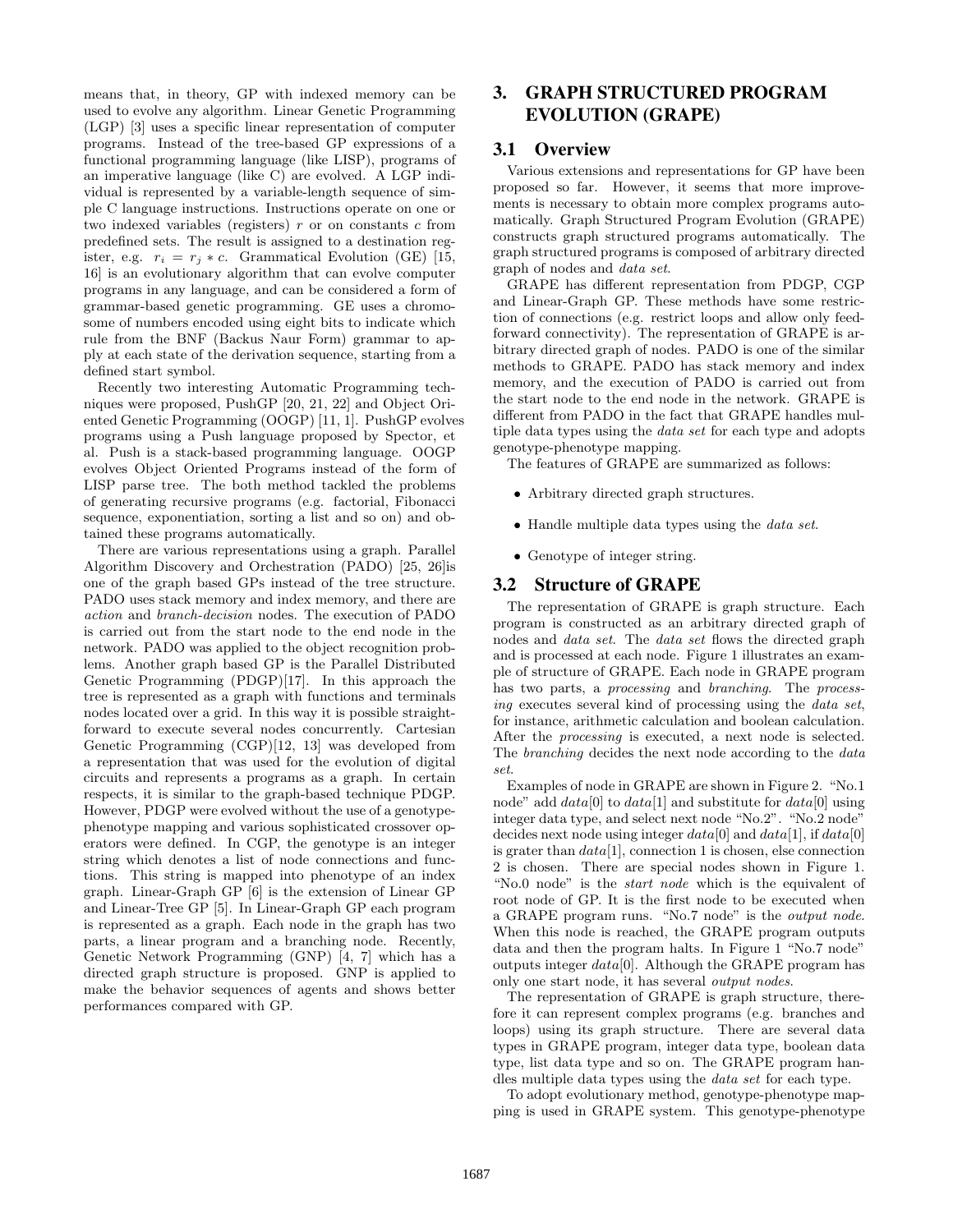means that, in theory, GP with indexed memory can be used to evolve any algorithm. Linear Genetic Programming (LGP) [3] uses a specific linear representation of computer programs. Instead of the tree-based GP expressions of a functional programming language (like LISP), programs of an imperative language (like C) are evolved. A LGP individual is represented by a variable-length sequence of simple C language instructions. Instructions operate on one or two indexed variables (registers) $r$ or on constants $c$ from predefined sets. The result is assigned to a destination register, e.g. $r_i = r_j * c$. Grammatical Evolution (GE) [15, 16] is an evolutionary algorithm that can evolve computer programs in any language, and can be considered a form of grammar-based genetic programming. GE uses a chromosome of numbers encoded using eight bits to indicate which rule from the BNF (Backus Naur Form) grammar to apply at each state of the derivation sequence, starting from a defined start symbol.

Recently two interesting Automatic Programming techniques were proposed, PushGP [20, 21, 22] and Object Oriented Genetic Programming (OOGP) [11, 1]. PushGP evolves programs using a Push language proposed by Spector, et al. Push is a stack-based programming language. OOGP evolves Object Oriented Programs instead of the form of LISP parse tree. The both method tackled the problems of generating recursive programs (e.g. factorial, Fibonacci sequence, exponentiation, sorting a list and so on) and obtained these programs automatically.

There are various representations using a graph. Parallel Algorithm Discovery and Orchestration (PADO) [25, 26]is one of the graph based GPs instead of the tree structure. PADO uses stack memory and index memory, and there are *action* and *branch-decision* nodes. The execution of PADO is carried out from the start node to the end node in the network. PADO was applied to the object recognition problems. Another graph based GP is the Parallel Distributed Genetic Programming (PDGP)[17]. In this approach the tree is represented as a graph with functions and terminals nodes located over a grid. In this way it is possible straightforward to execute several nodes concurrently. Cartesian Genetic Programming (CGP)[12, 13] was developed from a representation that was used for the evolution of digital circuits and represents a programs as a graph. In certain respects, it is similar to the graph-based technique PDGP. However, PDGP were evolved without the use of a genotype-phenotype mapping and various sophisticated crossover operators were defined. In CGP, the genotype is an integer string which denotes a list of node connections and functions. This string is mapped into phenotype of an index graph. Linear-Graph GP [6] is the extension of Linear GP and Linear-Tree GP [5]. In Linear-Graph GP each program is represented as a graph. Each node in the graph has two parts, a linear program and a branching node. Recently, Genetic Network Programming (GNP) [4, 7] which has a directed graph structure is proposed. GNP is applied to make the behavior sequences of agents and shows better performances compared with GP.

# 3. GRAPH STRUCTURED PROGRAM EVOLUTION (GRAPE)

## 3.1 Overview

Various extensions and representations for GP have been proposed so far. However, it seems that more improvements is necessary to obtain more complex programs automatically. Graph Structured Program Evolution (GRAPE) constructs graph structured programs automatically. The graph structured programs is composed of arbitrary directed graph of nodes and *data set*.

GRAPE has different representation from PDGP, CGP and Linear-Graph GP. These methods have some restriction of connections (e.g. restrict loops and allow only feed-forward connectivity). The representation of GRAPE is arbitrary directed graph of nodes. PADO is one of the similar methods to GRAPE. PADO has stack memory and index memory, and the execution of PADO is carried out from the start node to the end node in the network. GRAPE is different from PADO in the fact that GRAPE handles multiple data types using the *data set* for each type and adopts genotype-phenotype mapping.

The features of GRAPE are summarized as follows:

- Arbitrary directed graph structures.
- Handle multiple data types using the *data set*.
- Genotype of integer string.

## 3.2 Structure of GRAPE

The representation of GRAPE is graph structure. Each program is constructed as an arbitrary directed graph of nodes and *data set*. The *data set* flows the directed graph and is processed at each node. Figure 1 illustrates an example of structure of GRAPE. Each node in GRAPE program has two parts, a *processing* and *branching*. The *processing* executes several kind of processing using the *data set*, for instance, arithmetic calculation and boolean calculation. After the *processing* is executed, a next node is selected. The *branching* decides the next node according to the *data set*.

Examples of node in GRAPE are shown in Figure 2. "No.1 node" add *data*[0] to *data*[1] and substitute for *data*[0] using integer data type, and select next node "No.2". "No.2 node" decides next node using integer *data*[0] and *data*[1], if *data*[0] is grater than *data*[1], connection 1 is chosen, else connection 2 is chosen. There are special nodes shown in Figure 1. "No.0 node" is the *start node* which is the equivalent of root node of GP. It is the first node to be executed when a GRAPE program runs. "No.7 node" is the *output node*. When this node is reached, the GRAPE program outputs data and then the program halts. In Figure 1 "No.7 node" outputs integer *data*[0]. Although the GRAPE program has only one start node, it has several *output nodes*.

The representation of GRAPE is graph structure, therefore it can represent complex programs (e.g. branches and loops) using its graph structure. There are several data types in GRAPE program, integer data type, boolean data type, list data type and so on. The GRAPE program handles multiple data types using the *data set* for each type.

To adopt evolutionary method, genotype-phenotype mapping is used in GRAPE system. This genotype-phenotype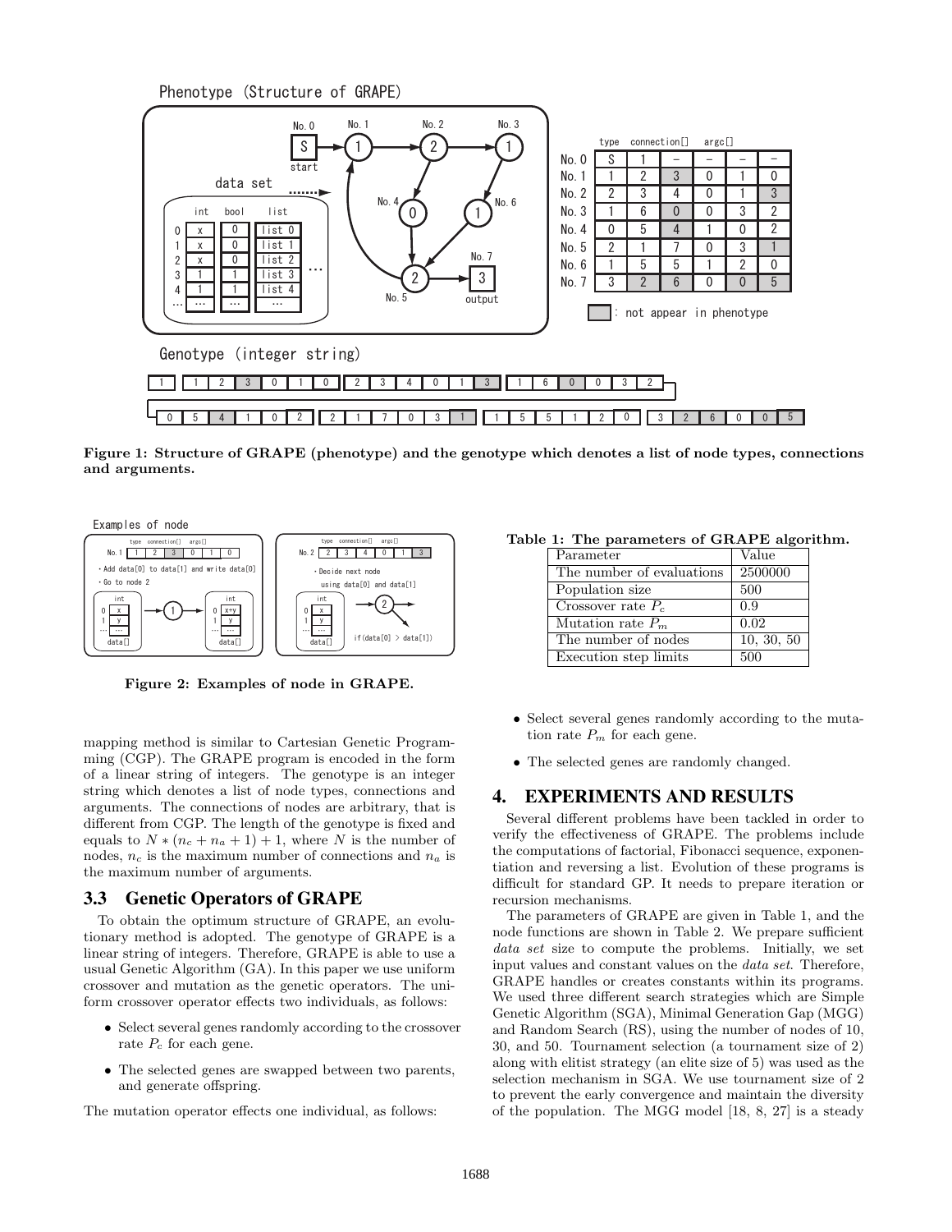**Figure 1: Structure of GRAPE (phenotype) and the genotype which denotes a list of node types, connections and arguments.**

**Figure 2: Examples of node in GRAPE.**

mapping method is similar to Cartesian Genetic Programming (CGP). The GRAPE program is encoded in the form of a linear string of integers. The genotype is an integer string which denotes a list of node types, connections and arguments. The connections of nodes are arbitrary, that is different from CGP. The length of the genotype is fixed and equals to $N * (n_c + n_a + 1) + 1$, where $N$ is the number of nodes, $n_c$ is the maximum number of connections and $n_a$ is the maximum number of arguments.

## 3.3 Genetic Operators of GRAPE

To obtain the optimum structure of GRAPE, an evolutionary method is adopted. The genotype of GRAPE is a linear string of integers. Therefore, GRAPE is able to use a usual Genetic Algorithm (GA). In this paper we use uniform crossover and mutation as the genetic operators. The uniform crossover operator effects two individuals, as follows:

- Select several genes randomly according to the crossover rate $P_c$ for each gene.
- The selected genes are swapped between two parents, and generate offspring.

The mutation operator effects one individual, as follows:

- Select several genes randomly according to the mutation rate $P_m$ for each gene.
- The selected genes are randomly changed.

**Table 1: The parameters of GRAPE algorithm.**

| Parameter | Value |
|---|---|
| The number of evaluations | 2500000 |
| Population size | 500 |
| Crossover rate $P_c$ | 0.9 |
| Mutation rate $P_m$ | 0.02 |
| The number of nodes | 10, 30, 50 |
| Execution step limits | 500 |

# 4. EXPERIMENTS AND RESULTS

Several different problems have been tackled in order to verify the effectiveness of GRAPE. The problems include the computations of factorial, Fibonacci sequence, exponentiation and reversing a list. Evolution of these programs is difficult for standard GP. It needs to prepare iteration or recursion mechanisms.

The parameters of GRAPE are given in Table 1, and the node functions are shown in Table 2. We prepare sufficient *data set* size to compute the problems. Initially, we set input values and constant values on the *data set*. Therefore, GRAPE handles or creates constants within its programs. We used three different search strategies which are Simple Genetic Algorithm (SGA), Minimal Generation Gap (MGG) and Random Search (RS), using the number of nodes of 10, 30, and 50. Tournament selection (a tournament size of 2) along with elitist strategy (an elite size of 5) was used as the selection mechanism in SGA. We use tournament size of 2 to prevent the early convergence and maintain the diversity of the population. The MGG model [18, 8, 27] is a steady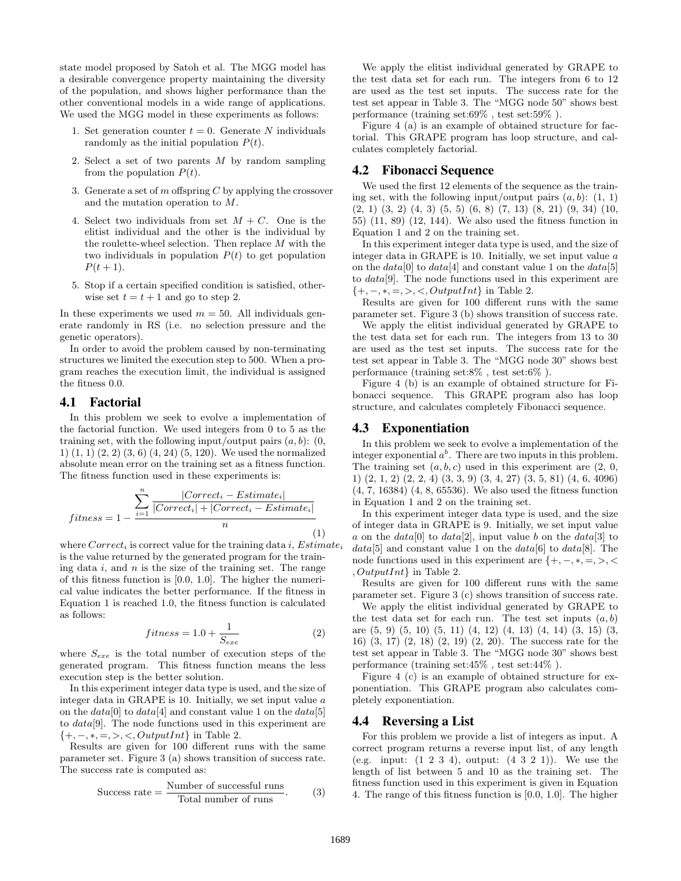state model proposed by Satoh et al. The MGG model has a desirable convergence property maintaining the diversity of the population, and shows higher performance than the other conventional models in a wide range of applications. We used the MGG model in these experiments as follows:

1. Set generation counter $t = 0$. Generate $N$ individuals randomly as the initial population $P(t)$.
2. Select a set of two parents $M$ by random sampling from the population $P(t)$.
3. Generate a set of $m$ offspring $C$ by applying the crossover and the mutation operation to $M$.
4. Select two individuals from set $M + C$. One is the elitist individual and the other is the individual by the roulette-wheel selection. Then replace $M$ with the two individuals in population $P(t)$ to get population $P(t+1)$.
5. Stop if a certain specified condition is satisfied, otherwise set $t = t + 1$ and go to step 2.

In these experiments we used $m = 50$. All individuals generate randomly in RS (i.e. no selection pressure and the genetic operators).

In order to avoid the problem caused by non-terminating structures we limited the execution step to 500. When a program reaches the execution limit, the individual is assigned the fitness 0.0.

## 4.1 Factorial

In this problem we seek to evolve a implementation of the factorial function. We used integers from 0 to 5 as the training set, with the following input/output pairs $(a, b)$: (0, 1) (1, 1) (2, 2) (3, 6) (4, 24) (5, 120). We used the normalized absolute mean error on the training set as a fitness function. The fitness function used in these experiments is:

$$fitness = 1 - \frac{\sum_{i=1}^{n} \frac{|Correct_i - Estimate_i|}{|Correct_i| + |Correct_i - Estimate_i|}}{n} \tag{1}$$

where $Correct_i$ is correct value for the training data $i$, $Estimate_i$ is the value returned by the generated program for the training data $i$, and $n$ is the size of the training set. The range of this fitness function is [0.0, 1.0]. The higher numerical value indicates the better performance. If the fitness in Equation 1 is reached 1.0, the fitness function is calculated as follows:

$$fitness = 1.0 + \frac{1}{S_{exe}} \tag{2}$$

where $S_{exe}$ is the total number of execution steps of the generated program. This fitness function means the less execution step is the better solution.

In this experiment integer data type is used, and the size of integer data in GRAPE is 10. Initially, we set input value $a$ on the $data[0]$ to $data[4]$ and constant value 1 on the $data[5]$ to $data[9]$. The node functions used in this experiment are $\{+, -, *, =, >, <, OutputInt\}$ in Table 2.

Results are given for 100 different runs with the same parameter set. Figure 3 (a) shows transition of success rate. The success rate is computed as:

$$\text{Success rate} = \frac{\text{Number of successful runs}}{\text{Total number of runs}}. \tag{3}$$

We apply the elitist individual generated by GRAPE to the test data set for each run. The integers from 6 to 12 are used as the test set inputs. The success rate for the test set appear in Table 3. The "MGG node 50" shows best performance (training set:69% , test set:59% ).

Figure 4 (a) is an example of obtained structure for factorial. This GRAPE program has loop structure, and calculates completely factorial.

## 4.2 Fibonacci Sequence

We used the first 12 elements of the sequence as the training set, with the following input/output pairs $(a, b)$: (1, 1) (2, 1) (3, 2) (4, 3) (5, 5) (6, 8) (7, 13) (8, 21) (9, 34) (10, 55) (11, 89) (12, 144). We also used the fitness function in Equation 1 and 2 on the training set.

In this experiment integer data type is used, and the size of integer data in GRAPE is 10. Initially, we set input value $a$ on the $data[0]$ to $data[4]$ and constant value 1 on the $data[5]$ to $data[9]$. The node functions used in this experiment are $\{+, -, *, =, >, <, OutputInt\}$ in Table 2.

Results are given for 100 different runs with the same parameter set. Figure 3 (b) shows transition of success rate.

We apply the elitist individual generated by GRAPE to the test data set for each run. The integers from 13 to 30 are used as the test set inputs. The success rate for the test set appear in Table 3. The "MGG node 30" shows best performance (training set:8% , test set:6% ).

Figure 4 (b) is an example of obtained structure for Fibonacci sequence. This GRAPE program also has loop structure, and calculates completely Fibonacci sequence.

## 4.3 Exponentiation

In this problem we seek to evolve a implementation of the integer exponential $a^b$. There are two inputs in this problem. The training set $(a, b, c)$ used in this experiment are (2, 0, 1) (2, 1, 2) (2, 2, 4) (3, 3, 9) (3, 4, 27) (3, 5, 81) (4, 6, 4096) (4, 7, 16384) (4, 8, 65536). We also used the fitness function in Equation 1 and 2 on the training set.

In this experiment integer data type is used, and the size of integer data in GRAPE is 9. Initially, we set input value $a$ on the $data[0]$ to $data[2]$, input value $b$ on the $data[3]$ to $data[5]$ and constant value 1 on the $data[6]$ to $data[8]$. The node functions used in this experiment are $\{+, -, *, =, >, <, OutputInt\}$ in Table 2.

Results are given for 100 different runs with the same parameter set. Figure 3 (c) shows transition of success rate.

We apply the elitist individual generated by GRAPE to the test data set for each run. The test set inputs $(a, b)$ are (5, 9) (5, 10) (5, 11) (4, 12) (4, 13) (4, 14) (3, 15) (3, 16) (3, 17) (2, 18) (2, 19) (2, 20). The success rate for the test set appear in Table 3. The "MGG node 30" shows best performance (training set:45% , test set:44% ).

Figure 4 (c) is an example of obtained structure for exponentiation. This GRAPE program also calculates completely exponentiation.

## 4.4 Reversing a List

For this problem we provide a list of integers as input. A correct program returns a reverse input list, of any length (e.g. input: (1 2 3 4), output: (4 3 2 1)). We use the length of list between 5 and 10 as the training set. The fitness function used in this experiment is given in Equation 4. The range of this fitness function is [0.0, 1.0]. The higher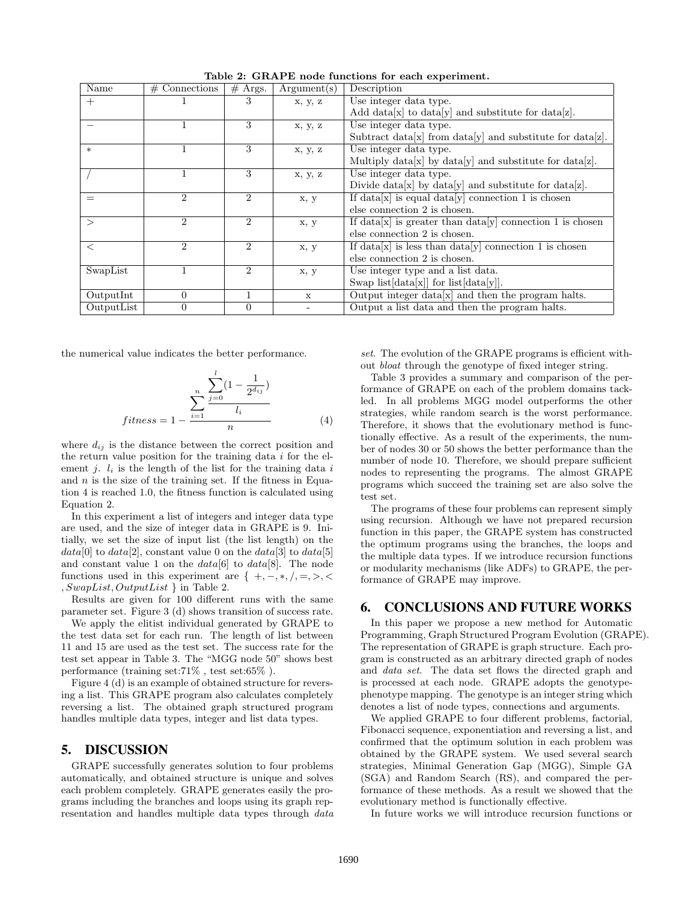**Table 2: GRAPE node functions for each experiment.**

| Name | # Connections | # Args. | Argument(s) | Description |
|---|---|---|---|---|
| $+$ | 1 | 3 | x, y, z | Use integer data type. Add data[x] to data[y] and substitute for data[z]. |
| $-$ | 1 | 3 | x, y, z | Use integer data type. Subtract data[x] from data[y] and substitute for data[z]. |
| $*$ | 1 | 3 | x, y, z | Use integer data type. Multiply data[x] by data[y] and substitute for data[z]. |
| $/$ | 1 | 3 | x, y, z | Use integer data type. Divide data[x] by data[y] and substitute for data[z]. |
| $=$ | 2 | 2 | x, y | If data[x] is equal data[y] connection 1 is chosen else connection 2 is chosen. |
| $>$ | 2 | 2 | x, y | If data[x] is greater than data[y] connection 1 is chosen else connection 2 is chosen. |
| $<$ | 2 | 2 | x, y | If data[x] is less than data[y] connection 1 is chosen else connection 2 is chosen. |
| SwapList | 1 | 2 | x, y | Use integer type and a list data. Swap list[data[x]] for list[data[y]]. |
| OutputInt | 0 | 1 | x | Output integer data[x] and then the program halts. |
| OutputList | 0 | 0 | - | Output a list data and then the program halts. |

the numerical value indicates the better performance.

$$fitness = 1 - \frac{\sum_{i=1}^{n} \frac{\sum_{j=0}^{l} (1 - \frac{1}{2^{d_{ij}}})}{l_i}}{n} \tag{4}$$

where $d_{ij}$ is the distance between the correct position and the return value position for the training data $i$ for the element $j$. $l_i$ is the length of the list for the training data $i$ and $n$ is the size of the training set. If the fitness in Equation 4 is reached 1.0, the fitness function is calculated using Equation 2.

In this experiment a list of integers and integer data type are used, and the size of integer data in GRAPE is 9. Initially, we set the size of input list (the list length) on the $data[0]$ to $data[2]$, constant value 0 on the $data[3]$ to $data[5]$ and constant value 1 on the $data[6]$ to $data[8]$. The node functions used in this experiment are $\{ +, -, *, /, =, >, <, SwapList, OutputList \}$ in Table 2.

Results are given for 100 different runs with the same parameter set. Figure 3 (d) shows transition of success rate.

We apply the elitist individual generated by GRAPE to the test data set for each run. The length of list between 11 and 15 are used as the test set. The success rate for the test set appear in Table 3. The "MGG node 50" shows best performance (training set:71% , test set:65% ).

Figure 4 (d) is an example of obtained structure for reversing a list. This GRAPE program also calculates completely reversing a list. The obtained graph structured program handles multiple data types, integer and list data types.

## 5. DISCUSSION

GRAPE successfully generates solution to four problems automatically, and obtained structure is unique and solves each problem completely. GRAPE generates easily the programs including the branches and loops using its graph representation and handles multiple data types through *data set*. The evolution of the GRAPE programs is efficient without *bloat* through the genotype of fixed integer string.

Table 3 provides a summary and comparison of the performance of GRAPE on each of the problem domains tackled. In all problems MGG model outperforms the other strategies, while random search is the worst performance. Therefore, it shows that the evolutionary method is functionally effective. As a result of the experiments, the number of nodes 30 or 50 shows the better performance than the number of node 10. Therefore, we should prepare sufficient nodes to representing the programs. The almost GRAPE programs which succeed the training set are also solve the test set.

The programs of these four problems can represent simply using recursion. Although we have not prepared recursion function in this paper, the GRAPE system has constructed the optimum programs using the branches, the loops and the multiple data types. If we introduce recursion functions or modularity mechanisms (like ADFs) to GRAPE, the performance of GRAPE may improve.

## 6. CONCLUSIONS AND FUTURE WORKS

In this paper we propose a new method for Automatic Programming, Graph Structured Program Evolution (GRAPE). The representation of GRAPE is graph structure. Each program is constructed as an arbitrary directed graph of nodes and *data set*. The data set flows the directed graph and is processed at each node. GRAPE adopts the genotype-phenotype mapping. The genotype is an integer string which denotes a list of node types, connections and arguments.

We applied GRAPE to four different problems, factorial, Fibonacci sequence, exponentiation and reversing a list, and confirmed that the optimum solution in each problem was obtained by the GRAPE system. We used several search strategies, Minimal Generation Gap (MGG), Simple GA (SGA) and Random Search (RS), and compared the performance of these methods. As a result we showed that the evolutionary method is functionally effective.

In future works we will introduce recursion functions or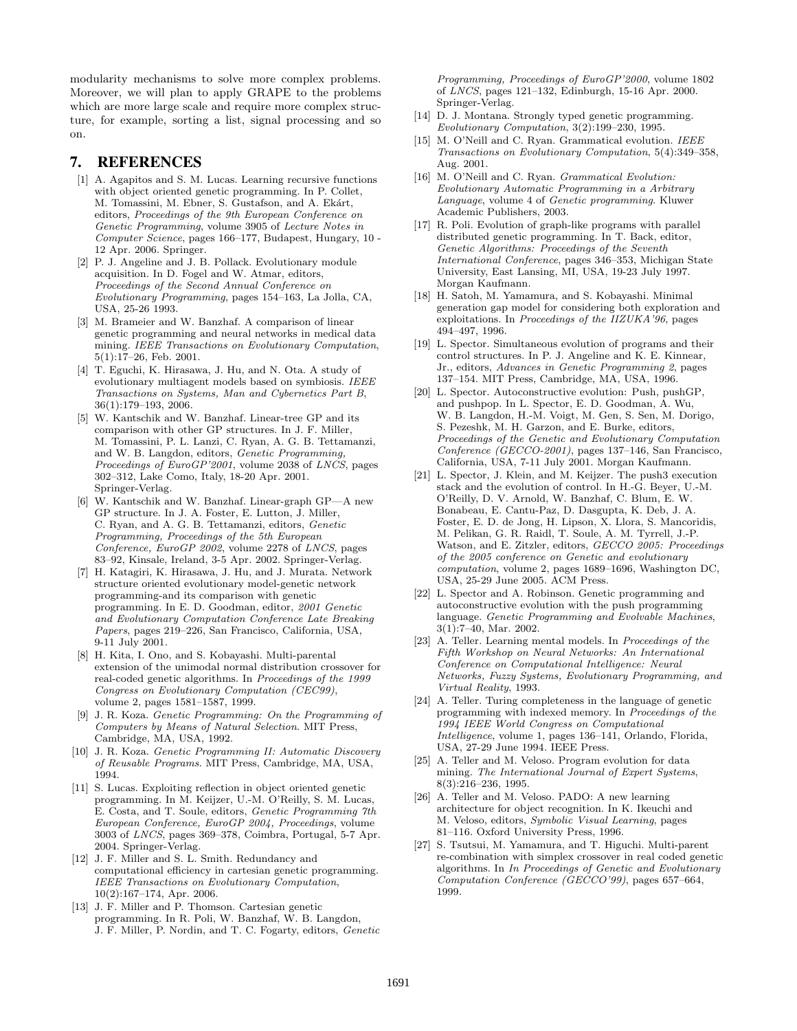modularity mechanisms to solve more complex problems. Moreover, we will plan to apply GRAPE to the problems which are more large scale and require more complex structure, for example, sorting a list, signal processing and so on.

## 7. REFERENCES

[1] A. Agapitos and S. M. Lucas. Learning recursive functions with object oriented genetic programming. In P. Collet, M. Tomassini, M. Ebner, S. Gustafson, and A. Ekárt, editors, *Proceedings of the 9th European Conference on Genetic Programming*, volume 3905 of *Lecture Notes in Computer Science*, pages 166–177, Budapest, Hungary, 10 - 12 Apr. 2006. Springer.

[2] P. J. Angeline and J. B. Pollack. Evolutionary module acquisition. In D. Fogel and W. Atmar, editors, *Proceedings of the Second Annual Conference on Evolutionary Programming*, pages 154–163, La Jolla, CA, USA, 25-26 1993.

[3] M. Brameier and W. Banzhaf. A comparison of linear genetic programming and neural networks in medical data mining. *IEEE Transactions on Evolutionary Computation*, 5(1):17–26, Feb. 2001.

[4] T. Eguchi, K. Hirasawa, J. Hu, and N. Ota. A study of evolutionary multiagent models based on symbiosis. *IEEE Transactions on Systems, Man and Cybernetics Part B*, 36(1):179–193, 2006.

[5] W. Kantschik and W. Banzhaf. Linear-tree GP and its comparison with other GP structures. In J. F. Miller, M. Tomassini, P. L. Lanzi, C. Ryan, A. G. B. Tettamanzi, and W. B. Langdon, editors, *Genetic Programming, Proceedings of EuroGP'2001*, volume 2038 of *LNCS*, pages 302–312, Lake Como, Italy, 18-20 Apr. 2001. Springer-Verlag.

[6] W. Kantschik and W. Banzhaf. Linear-graph GP—A new GP structure. In J. A. Foster, E. Lutton, J. Miller, C. Ryan, and A. G. B. Tettamanzi, editors, *Genetic Programming, Proceedings of the 5th European Conference, EuroGP 2002*, volume 2278 of *LNCS*, pages 83–92, Kinsale, Ireland, 3-5 Apr. 2002. Springer-Verlag.

[7] H. Katagiri, K. Hirasawa, J. Hu, and J. Murata. Network structure oriented evolutionary model-genetic network programming-and its comparison with genetic programming. In E. D. Goodman, editor, *2001 Genetic and Evolutionary Computation Conference Late Breaking Papers*, pages 219–226, San Francisco, California, USA, 9-11 July 2001.

[8] H. Kita, I. Ono, and S. Kobayashi. Multi-parental extension of the unimodal normal distribution crossover for real-coded genetic algorithms. In *Proceedings of the 1999 Congress on Evolutionary Computation (CEC99)*, volume 2, pages 1581–1587, 1999.

[9] J. R. Koza. *Genetic Programming: On the Programming of Computers by Means of Natural Selection*. MIT Press, Cambridge, MA, USA, 1992.

[10] J. R. Koza. *Genetic Programming II: Automatic Discovery of Reusable Programs*. MIT Press, Cambridge, MA, USA, 1994.

[11] S. Lucas. Exploiting reflection in object oriented genetic programming. In M. Keijzer, U.-M. O'Reilly, S. M. Lucas, E. Costa, and T. Soule, editors, *Genetic Programming 7th European Conference, EuroGP 2004, Proceedings*, volume 3003 of *LNCS*, pages 369–378, Coimbra, Portugal, 5-7 Apr. 2004. Springer-Verlag.

[12] J. F. Miller and S. L. Smith. Redundancy and computational efficiency in cartesian genetic programming. *IEEE Transactions on Evolutionary Computation*, 10(2):167–174, Apr. 2006.

[13] J. F. Miller and P. Thomson. Cartesian genetic programming. In R. Poli, W. Banzhaf, W. B. Langdon, J. F. Miller, P. Nordin, and T. C. Fogarty, editors, *Genetic Programming, Proceedings of EuroGP'2000*, volume 1802 of *LNCS*, pages 121–132, Edinburgh, 15-16 Apr. 2000. Springer-Verlag.

[14] D. J. Montana. Strongly typed genetic programming. *Evolutionary Computation*, 3(2):199–230, 1995.

[15] M. O'Neill and C. Ryan. Grammatical evolution. *IEEE Transactions on Evolutionary Computation*, 5(4):349–358, Aug. 2001.

[16] M. O'Neill and C. Ryan. *Grammatical Evolution: Evolutionary Automatic Programming in a Arbitrary Language*, volume 4 of *Genetic programming*. Kluwer Academic Publishers, 2003.

[17] R. Poli. Evolution of graph-like programs with parallel distributed genetic programming. In T. Back, editor, *Genetic Algorithms: Proceedings of the Seventh International Conference*, pages 346–353, Michigan State University, East Lansing, MI, USA, 19-23 July 1997. Morgan Kaufmann.

[18] H. Satoh, M. Yamamura, and S. Kobayashi. Minimal generation gap model for considering both exploration and exploitations. In *Proceedings of the IIZUKA'96*, pages 494–497, 1996.

[19] L. Spector. Simultaneous evolution of programs and their control structures. In P. J. Angeline and K. E. Kinnear, Jr., editors, *Advances in Genetic Programming 2*, pages 137–154. MIT Press, Cambridge, MA, USA, 1996.

[20] L. Spector. Autoconstructive evolution: Push, pushGP, and pushpop. In L. Spector, E. D. Goodman, A. Wu, W. B. Langdon, H.-M. Voigt, M. Gen, S. Sen, M. Dorigo, S. Pezeshk, M. H. Garzon, and E. Burke, editors, *Proceedings of the Genetic and Evolutionary Computation Conference (GECCO-2001)*, pages 137–146, San Francisco, California, USA, 7-11 July 2001. Morgan Kaufmann.

[21] L. Spector, J. Klein, and M. Keijzer. The push3 execution stack and the evolution of control. In H.-G. Beyer, U.-M. O'Reilly, D. V. Arnold, W. Banzhaf, C. Blum, E. W. Bonabeau, E. Cantu-Paz, D. Dasgupta, K. Deb, J. A. Foster, E. D. de Jong, H. Lipson, X. Llora, S. Mancoridis, M. Pelikan, G. R. Raidl, T. Soule, A. M. Tyrrell, J.-P. Watson, and E. Zitzler, editors, *GECCO 2005: Proceedings of the 2005 conference on Genetic and evolutionary computation*, volume 2, pages 1689–1696, Washington DC, USA, 25-29 June 2005. ACM Press.

[22] L. Spector and A. Robinson. Genetic programming and autoconstructive evolution with the push programming language. *Genetic Programming and Evolvable Machines*, 3(1):7–40, Mar. 2002.

[23] A. Teller. Learning mental models. In *Proceedings of the Fifth Workshop on Neural Networks: An International Conference on Computational Intelligence: Neural Networks, Fuzzy Systems, Evolutionary Programming, and Virtual Reality*, 1993.

[24] A. Teller. Turing completeness in the language of genetic programming with indexed memory. In *Proceedings of the 1994 IEEE World Congress on Computational Intelligence*, volume 1, pages 136–141, Orlando, Florida, USA, 27-29 June 1994. IEEE Press.

[25] A. Teller and M. Veloso. Program evolution for data mining. *The International Journal of Expert Systems*, 8(3):216–236, 1995.

[26] A. Teller and M. Veloso. PADO: A new learning architecture for object recognition. In K. Ikeuchi and M. Veloso, editors, *Symbolic Visual Learning*, pages 81–116. Oxford University Press, 1996.

[27] S. Tsutsui, M. Yamamura, and T. Higuchi. Multi-parent re-combination with simplex crossover in real coded genetic algorithms. In *In Proceedings of Genetic and Evolutionary Computation Conference (GECCO'99)*, pages 657–664, 1999.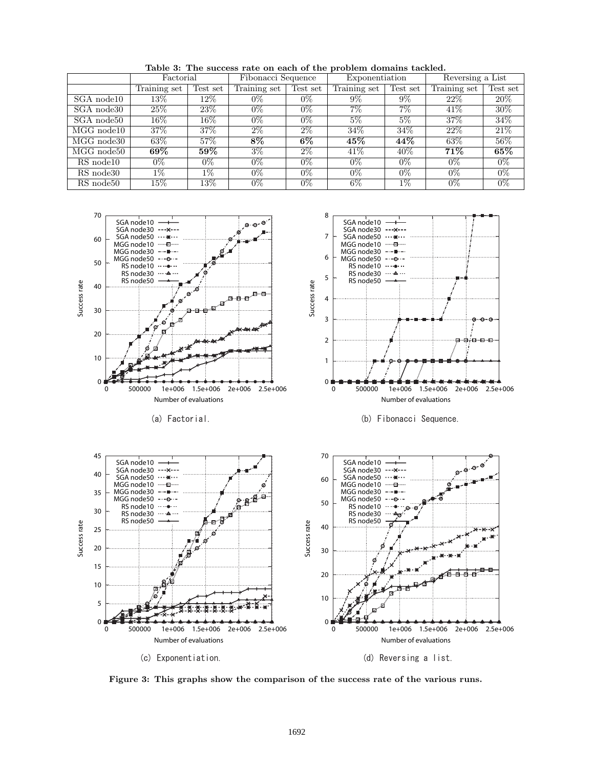**Table 3: The success rate on each of the problem domains tackled.**

| | Factorial | | Fibonacci Sequence | | Exponentiation | | Reversing a List | |
|---|---|---|---|---|---|---|---|---|
| | Training set | Test set | Training set | Test set | Training set | Test set | Training set | Test set |
| SGA node10 | 13% | 12% | 0% | 0% | 9% | 9% | 22% | 20% |
| SGA node30 | 25% | 23% | 0% | 0% | 7% | 7% | 41% | 30% |
| SGA node50 | 16% | 16% | 0% | 0% | 5% | 5% | 37% | 34% |
| MGG node10 | 37% | 37% | 2% | 2% | 34% | 34% | 22% | 21% |
| MGG node30 | 63% | 57% | **8%** | **6%** | **45%** | **44%** | 63% | 56% |
| MGG node50 | **69%** | **59%** | 3% | 2% | 41% | 40% | **71%** | **65%** |
| RS node10 | 0% | 0% | 0% | 0% | 0% | 0% | 0% | 0% |
| RS node30 | 1% | 1% | 0% | 0% | 0% | 0% | 0% | 0% |
| RS node50 | 15% | 13% | 0% | 0% | 6% | 1% | 0% | 0% |

(a) Factorial.

(b) Fibonacci Sequence.

(c) Exponentiation.

(d) Reversing a list.

**Figure 3: This graphs show the comparison of the success rate of the various runs.**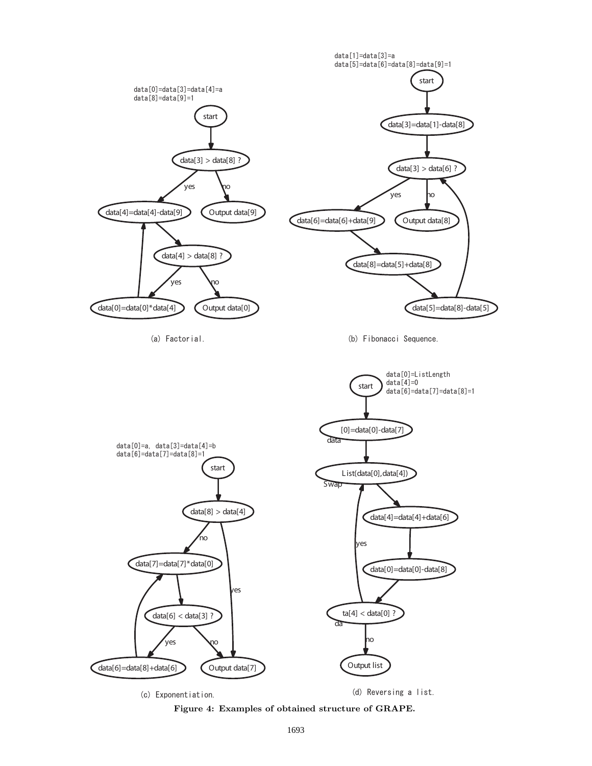data[0]=data[3]=data[4]=a
data[8]=data[9]=1

start

data[3] > data[8] ?

yes

no

data[4]=data[4]-data[9]

Output data[9]

data[4] > data[8] ?

yes

no

data[0]=data[0]*data[4]

Output data[0]

(a) Factorial.

data[1]=data[3]=a
data[5]=data[6]=data[8]=data[9]=1

start

data[3]=data[1]-data[8]

data[3] > data[6] ?

yes

no

data[6]=data[6]+data[9]

Output data[8]

data[8]=data[5]+data[8]

data[5]=data[8]-data[5]

(b) Fibonacci Sequence.

data[0]=a, data[3]=data[4]=b
data[6]=data[7]=data[8]=1

start

data[8] > data[4]

no

yes

data[7]=data[7]*data[0]

data[6] < data[3] ?

yes

no

data[6]=data[8]+data[6]

Output data[7]

(c) Exponentiation.

data[0]=ListLength
data[4]=0
data[6]=data[7]=data[8]=1

start

data[0]=data[0]-data[7]

Swap List(data[0],data[4])

data[4]=data[4]+data[6]

data[0]=data[0]-data[8]

yes

data[4] < data[0] ?

no

Output list

(d) Reversing a list.

**Figure 4: Examples of obtained structure of GRAPE.**